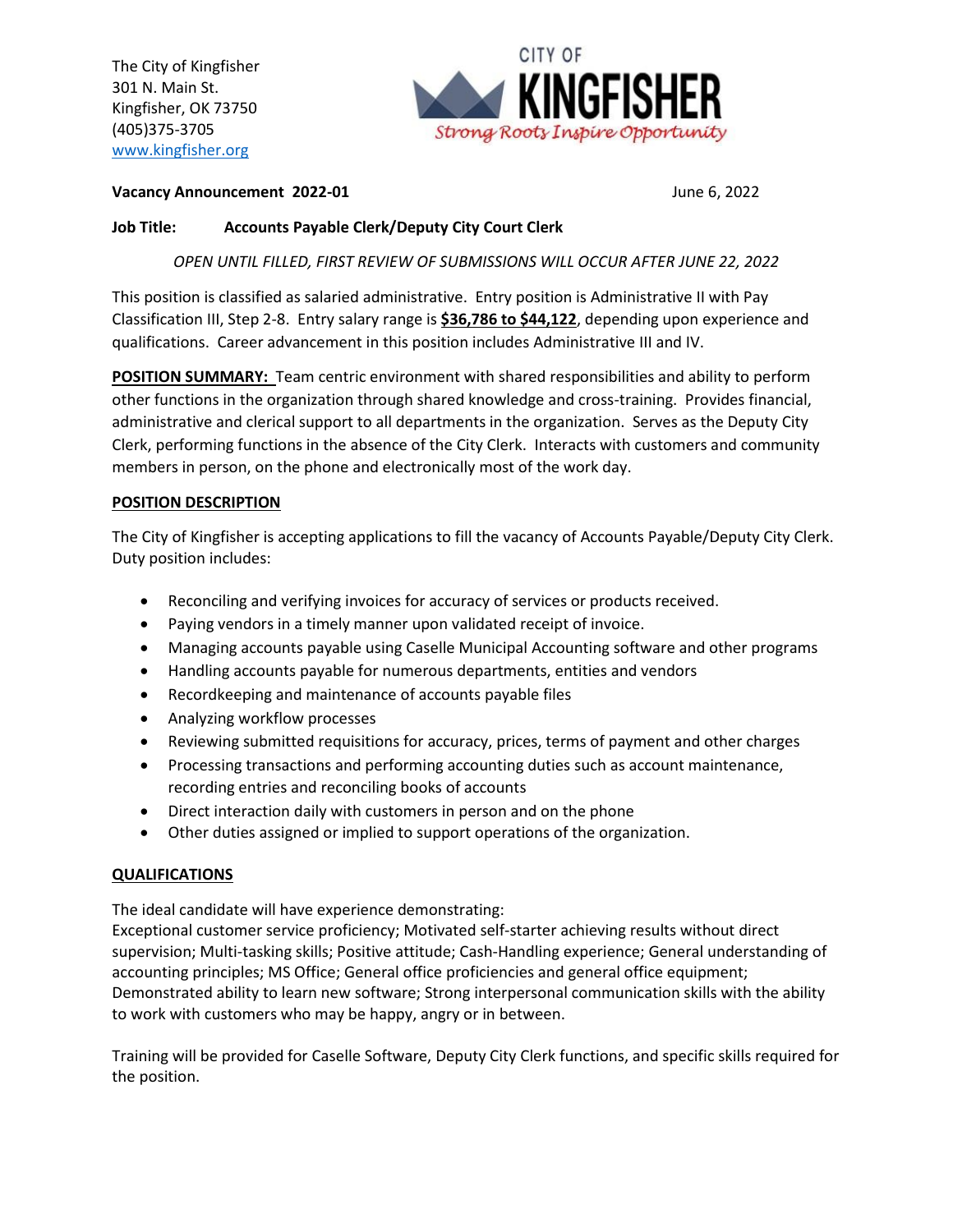The City of Kingfisher
301 N. Main St.
Kingfisher, OK 73750
(405)375-3705
www.kingfisher.org

CITY OF **KINGFISHER**
*Strong Roots Inspire Opportunity*

**Vacancy Announcement 2022-01** June 6, 2022

**Job Title: Accounts Payable Clerk/Deputy City Court Clerk**

*OPEN UNTIL FILLED, FIRST REVIEW OF SUBMISSIONS WILL OCCUR AFTER JUNE 22, 2022*

This position is classified as salaried administrative. Entry position is Administrative II with Pay Classification III, Step 2-8. Entry salary range is **$36,786 to $44,122**, depending upon experience and qualifications. Career advancement in this position includes Administrative III and IV.

**POSITION SUMMARY:** Team centric environment with shared responsibilities and ability to perform other functions in the organization through shared knowledge and cross-training. Provides financial, administrative and clerical support to all departments in the organization. Serves as the Deputy City Clerk, performing functions in the absence of the City Clerk. Interacts with customers and community members in person, on the phone and electronically most of the work day.

## POSITION DESCRIPTION

The City of Kingfisher is accepting applications to fill the vacancy of Accounts Payable/Deputy City Clerk. Duty position includes:

- Reconciling and verifying invoices for accuracy of services or products received.
- Paying vendors in a timely manner upon validated receipt of invoice.
- Managing accounts payable using Caselle Municipal Accounting software and other programs
- Handling accounts payable for numerous departments, entities and vendors
- Recordkeeping and maintenance of accounts payable files
- Analyzing workflow processes
- Reviewing submitted requisitions for accuracy, prices, terms of payment and other charges
- Processing transactions and performing accounting duties such as account maintenance, recording entries and reconciling books of accounts
- Direct interaction daily with customers in person and on the phone
- Other duties assigned or implied to support operations of the organization.

## QUALIFICATIONS

The ideal candidate will have experience demonstrating:
Exceptional customer service proficiency; Motivated self-starter achieving results without direct supervision; Multi-tasking skills; Positive attitude; Cash-Handling experience; General understanding of accounting principles; MS Office; General office proficiencies and general office equipment; Demonstrated ability to learn new software; Strong interpersonal communication skills with the ability to work with customers who may be happy, angry or in between.

Training will be provided for Caselle Software, Deputy City Clerk functions, and specific skills required for the position.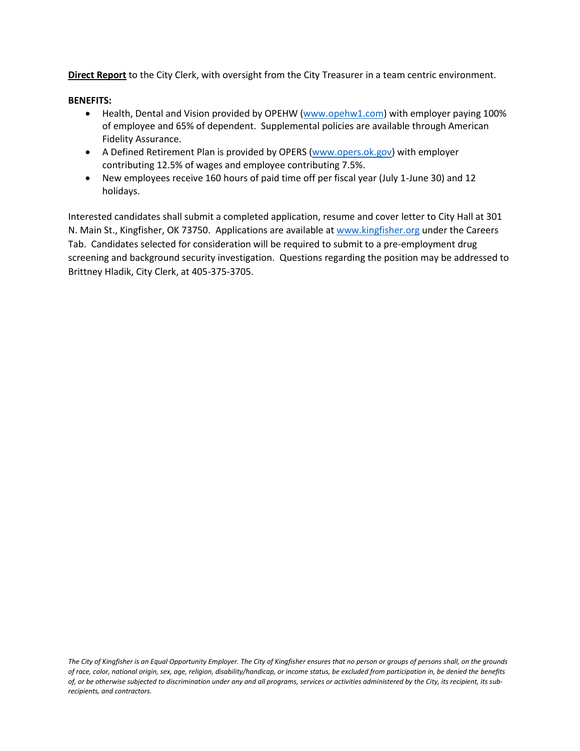**Direct Report** to the City Clerk, with oversight from the City Treasurer in a team centric environment.

**BENEFITS:**

- Health, Dental and Vision provided by OPEHW (www.opehw1.com) with employer paying 100% of employee and 65% of dependent. Supplemental policies are available through American Fidelity Assurance.
- A Defined Retirement Plan is provided by OPERS (www.opers.ok.gov) with employer contributing 12.5% of wages and employee contributing 7.5%.
- New employees receive 160 hours of paid time off per fiscal year (July 1-June 30) and 12 holidays.

Interested candidates shall submit a completed application, resume and cover letter to City Hall at 301 N. Main St., Kingfisher, OK 73750. Applications are available at www.kingfisher.org under the Careers Tab. Candidates selected for consideration will be required to submit to a pre-employment drug screening and background security investigation. Questions regarding the position may be addressed to Brittney Hladik, City Clerk, at 405-375-3705.

*The City of Kingfisher is an Equal Opportunity Employer. The City of Kingfisher ensures that no person or groups of persons shall, on the grounds of race, color, national origin, sex, age, religion, disability/handicap, or income status, be excluded from participation in, be denied the benefits of, or be otherwise subjected to discrimination under any and all programs, services or activities administered by the City, its recipient, its sub-recipients, and contractors.*